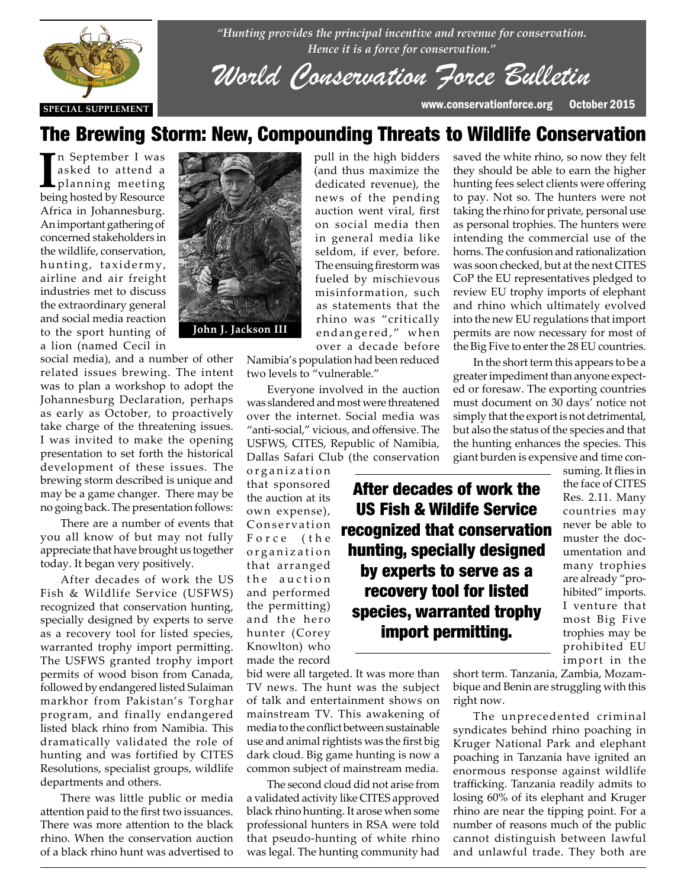*"Hunting provides the principal incentive and revenue for conservation. Hence it is a force for conservation."*

# World Conservation Force Bulletin

SPECIAL SUPPLEMENT

www.conservationforce.org October 2015

## The Brewing Storm: New, Compounding Threats to Wildlife Conservation

In September I was asked to attend a planning meeting being hosted by Resource Africa in Johannesburg. An important gathering of concerned stakeholders in the wildlife, conservation, hunting, taxidermy, airline and air freight industries met to discuss the extraordinary general and social media reaction to the sport hunting of a lion (named Cecil in social media), and a number of other related issues brewing. The intent was to plan a workshop to adopt the Johannesburg Declaration, perhaps as early as October, to proactively take charge of the threatening issues. I was invited to make the opening presentation to set forth the historical development of these issues. The brewing storm described is unique and may be a game changer. There may be no going back. The presentation follows:

John J. Jackson III

There are a number of events that you all know of but may not fully appreciate that have brought us together today. It began very positively.

After decades of work the US Fish & Wildlife Service (USFWS) recognized that conservation hunting, specially designed by experts to serve as a recovery tool for listed species, warranted trophy import permitting. The USFWS granted trophy import permits of wood bison from Canada, followed by endangered listed Sulaiman markhor from Pakistan's Torghar program, and finally endangered listed black rhino from Namibia. This dramatically validated the role of hunting and was fortified by CITES Resolutions, specialist groups, wildlife departments and others.

There was little public or media attention paid to the first two issuances. There was more attention to the black rhino. When the conservation auction of a black rhino hunt was advertised to pull in the high bidders (and thus maximize the dedicated revenue), the news of the pending auction went viral, first on social media then in general media like seldom, if ever, before. The ensuing firestorm was fueled by mischievous misinformation, such as statements that the rhino was "critically endangered," when over a decade before Namibia's population had been reduced two levels to "vulnerable."

Everyone involved in the auction was slandered and most were threatened over the internet. Social media was "anti-social," vicious, and offensive. The USFWS, CITES, Republic of Namibia, Dallas Safari Club (the conservation organization that sponsored the auction at its own expense), Conservation Force (the organization that arranged the auction and performed the permitting) and the hero hunter (Corey Knowlton) who made the record bid were all targeted. It was more than TV news. The hunt was the subject of talk and entertainment shows on mainstream TV. This awakening of media to the conflict between sustainable use and animal rightists was the first big dark cloud. Big game hunting is now a common subject of mainstream media.

The second cloud did not arise from a validated activity like CITES approved black rhino hunting. It arose when some professional hunters in RSA were told that pseudo-hunting of white rhino was legal. The hunting community had saved the white rhino, so now they felt they should be able to earn the higher hunting fees select clients were offering to pay. Not so. The hunters were not taking the rhino for private, personal use as personal trophies. The hunters were intending the commercial use of the horns. The confusion and rationalization was soon checked, but at the next CITES CoP the EU representatives pledged to review EU trophy imports of elephant and rhino which ultimately evolved into the new EU regulations that import permits are now necessary for most of the Big Five to enter the 28 EU countries.

In the short term this appears to be a greater impediment than anyone expected or foresaw. The exporting countries must document on 30 days' notice not simply that the export is not detrimental, but also the status of the species and that the hunting enhances the species. This giant burden is expensive and time consuming. It flies in the face of CITES Res. 2.11. Many countries may never be able to muster the documentation and many trophies are already "prohibited" imports. I venture that most Big Five trophies may be prohibited EU import in the short term. Tanzania, Zambia, Mozambique and Benin are struggling with this right now.

> **After decades of work the US Fish & Wildlife Service recognized that conservation hunting, specially designed by experts to serve as a recovery tool for listed species, warranted trophy import permitting.**

The unprecedented criminal syndicates behind rhino poaching in Kruger National Park and elephant poaching in Tanzania have ignited an enormous response against wildlife trafficking. Tanzania readily admits to losing 60% of its elephant and Kruger rhino are near the tipping point. For a number of reasons much of the public cannot distinguish between lawful and unlawful trade. They both are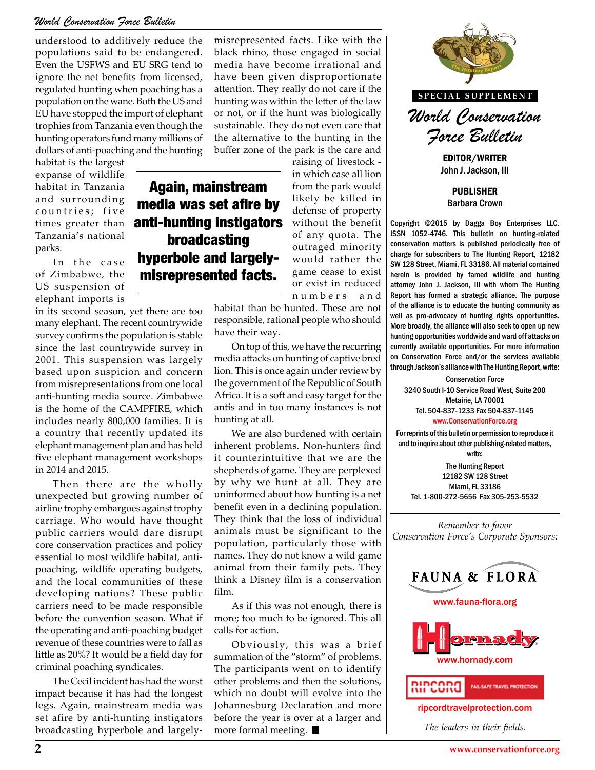understood to additionally reduce the populations said to be endangered. Even the USFWS and EU SRG tend to ignore the net benefits from licensed, regulated hunting when poaching has a population on the wane. Both the US and EU have stopped the import of elephant trophies from Tanzania even though the hunting operators fund many millions of dollars of anti-poaching and the hunting habitat is the largest expanse of wildlife habitat in Tanzania and surrounding countries; five times greater than Tanzania's national parks.

In the case of Zimbabwe, the US suspension of elephant imports is in its second season, yet there are too many elephant. The recent countrywide survey confirms the population is stable since the last countrywide survey in 2001. This suspension was largely based upon suspicion and concern from misrepresentations from one local anti-hunting media source. Zimbabwe is the home of the CAMPFIRE, which includes nearly 800,000 families. It is a country that recently updated its elephant management plan and has held five elephant management workshops in 2014 and 2015.

Then there are the wholly unexpected but growing number of airline trophy embargoes against trophy carriage. Who would have thought public carriers would dare disrupt core conservation practices and policy essential to most wildlife habitat, anti-poaching, wildlife operating budgets, and the local communities of these developing nations? These public carriers need to be made responsible before the convention season. What if the operating and anti-poaching budget revenue of these countries were to fall as little as 20%? It would be a field day for criminal poaching syndicates.

The Cecil incident has had the worst impact because it has had the longest legs. Again, mainstream media was set afire by anti-hunting instigators broadcasting hyperbole and largely-misrepresented facts. Like with the black rhino, those engaged in social media have become irrational and have been given disproportionate attention. They really do not care if the hunting was within the letter of the law or not, or if the hunt was biologically sustainable. They do not even care that the alternative to the hunting in the buffer zone of the park is the care and raising of livestock - in which case all lion from the park would likely be killed in defense of property without the benefit of any quota. The outraged minority would rather the game cease to exist or exist in reduced numbers and habitat than be hunted. These are not responsible, rational people who should have their way.

> **Again, mainstream media was set afire by anti-hunting instigators broadcasting hyperbole and largely-misrepresented facts.**

On top of this, we have the recurring media attacks on hunting of captive bred lion. This is once again under review by the government of the Republic of South Africa. It is a soft and easy target for the antis and in too many instances is not hunting at all.

We are also burdened with certain inherent problems. Non-hunters find it counterintuitive that we are the shepherds of game. They are perplexed by why we hunt at all. They are uninformed about how hunting is a net benefit even in a declining population. They think that the loss of individual animals must be significant to the population, particularly those with names. They do not know a wild game animal from their family pets. They think a Disney film is a conservation film.

As if this was not enough, there is more; too much to be ignored. This all calls for action.

Obviously, this was a brief summation of the "storm" of problems. The participants went on to identify other problems and then the solutions, which no doubt will evolve into the Johannesburg Declaration and more before the year is over at a larger and more formal meeting. ■

---

The Hunting Report

**SPECIAL SUPPLEMENT**

# *World Conservation Force Bulletin*

**EDITOR/WRITER**
John J. Jackson, III

**PUBLISHER**
Barbara Crown

Copyright ©2015 by Dagga Boy Enterprises LLC. ISSN 1052-4746. This bulletin on hunting-related conservation matters is published periodically free of charge for subscribers to The Hunting Report, 12182 SW 128 Street, Miami, FL 33186. All material contained herein is provided by famed wildlife and hunting attorney John J. Jackson, III with whom The Hunting Report has formed a strategic alliance. The purpose of the alliance is to educate the hunting community as well as pro-advocacy of hunting rights opportunities. More broadly, the alliance will also seek to open up new hunting opportunities worldwide and ward off attacks on currently available opportunities. For more information on Conservation Force and/or the services available through Jackson's alliance with The Hunting Report, write:

Conservation Force
3240 South I-10 Service Road West, Suite 200
Metairie, LA 70001
Tel. 504-837-1233 Fax 504-837-1145
www.ConservationForce.org

For reprints of this bulletin or permission to reproduce it and to inquire about other publishing-related matters, write:

The Hunting Report
12182 SW 128 Street
Miami, FL 33186
Tel. 1-800-272-5656 Fax 305-253-5532

*Remember to favor Conservation Force's Corporate Sponsors:*

FAUNA & FLORA
www.fauna-flora.org

Hornady
www.hornady.com

RIPCORD FAIL-SAFE TRAVEL PROTECTION
ripcordtravelprotection.com

*The leaders in their fields.*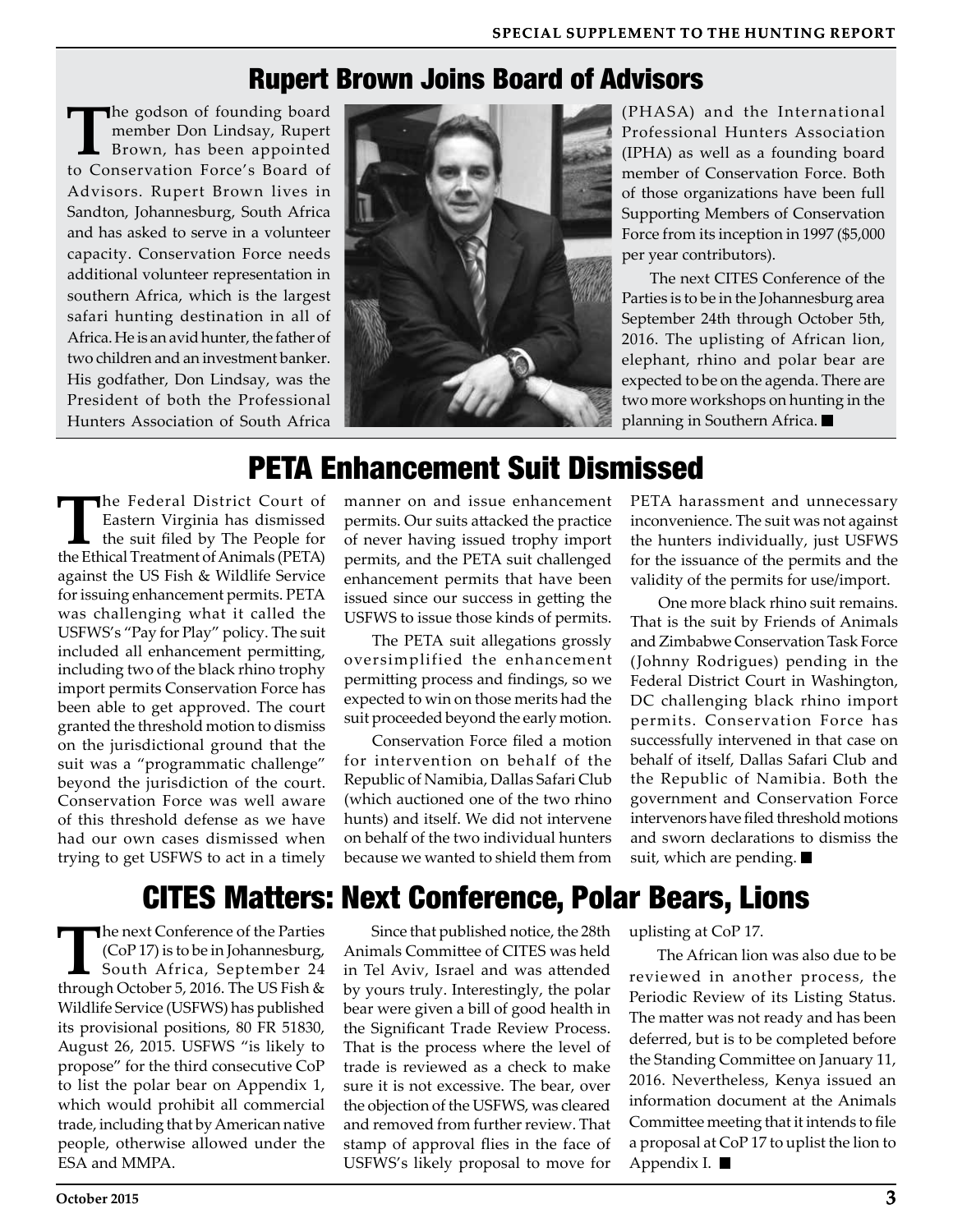## Rupert Brown Joins Board of Advisors

The godson of founding board member Don Lindsay, Rupert Brown, has been appointed to Conservation Force's Board of Advisors. Rupert Brown lives in Sandton, Johannesburg, South Africa and has asked to serve in a volunteer capacity. Conservation Force needs additional volunteer representation in southern Africa, which is the largest safari hunting destination in all of Africa. He is an avid hunter, the father of two children and an investment banker. His godfather, Don Lindsay, was the President of both the Professional Hunters Association of South Africa (PHASA) and the International Professional Hunters Association (IPHA) as well as a founding board member of Conservation Force. Both of those organizations have been full Supporting Members of Conservation Force from its inception in 1997 ($5,000 per year contributors).

The next CITES Conference of the Parties is to be in the Johannesburg area September 24th through October 5th, 2016. The uplisting of African lion, elephant, rhino and polar bear are expected to be on the agenda. There are two more workshops on hunting in the planning in Southern Africa. ■

## PETA Enhancement Suit Dismissed

The Federal District Court of Eastern Virginia has dismissed the suit filed by The People for the Ethical Treatment of Animals (PETA) against the US Fish & Wildlife Service for issuing enhancement permits. PETA was challenging what it called the USFWS's "Pay for Play" policy. The suit included all enhancement permitting, including two of the black rhino trophy import permits Conservation Force has been able to get approved. The court granted the threshold motion to dismiss on the jurisdictional ground that the suit was a "programmatic challenge" beyond the jurisdiction of the court. Conservation Force was well aware of this threshold defense as we have had our own cases dismissed when trying to get USFWS to act in a timely manner on and issue enhancement permits. Our suits attacked the practice of never having issued trophy import permits, and the PETA suit challenged enhancement permits that have been issued since our success in getting the USFWS to issue those kinds of permits.

The PETA suit allegations grossly oversimplified the enhancement permitting process and findings, so we expected to win on those merits had the suit proceeded beyond the early motion.

Conservation Force filed a motion for intervention on behalf of the Republic of Namibia, Dallas Safari Club (which auctioned one of the two rhino hunts) and itself. We did not intervene on behalf of the two individual hunters because we wanted to shield them from PETA harassment and unnecessary inconvenience. The suit was not against the hunters individually, just USFWS for the issuance of the permits and the validity of the permits for use/import.

One more black rhino suit remains. That is the suit by Friends of Animals and Zimbabwe Conservation Task Force (Johnny Rodrigues) pending in the Federal District Court in Washington, DC challenging black rhino import permits. Conservation Force has successfully intervened in that case on behalf of itself, Dallas Safari Club and the Republic of Namibia. Both the government and Conservation Force intervenors have filed threshold motions and sworn declarations to dismiss the suit, which are pending. ■

## CITES Matters: Next Conference, Polar Bears, Lions

The next Conference of the Parties (CoP 17) is to be in Johannesburg, South Africa, September 24 through October 5, 2016. The US Fish & Wildlife Service (USFWS) has published its provisional positions, 80 FR 51830, August 26, 2015. USFWS "is likely to propose" for the third consecutive CoP to list the polar bear on Appendix 1, which would prohibit all commercial trade, including that by American native people, otherwise allowed under the ESA and MMPA.

Since that published notice, the 28th Animals Committee of CITES was held in Tel Aviv, Israel and was attended by yours truly. Interestingly, the polar bear were given a bill of good health in the Significant Trade Review Process. That is the process where the level of trade is reviewed as a check to make sure it is not excessive. The bear, over the objection of the USFWS, was cleared and removed from further review. That stamp of approval flies in the face of USFWS's likely proposal to move for uplisting at CoP 17.

The African lion was also due to be reviewed in another process, the Periodic Review of its Listing Status. The matter was not ready and has been deferred, but is to be completed before the Standing Committee on January 11, 2016. Nevertheless, Kenya issued an information document at the Animals Committee meeting that it intends to file a proposal at CoP 17 to uplist the lion to Appendix I. ■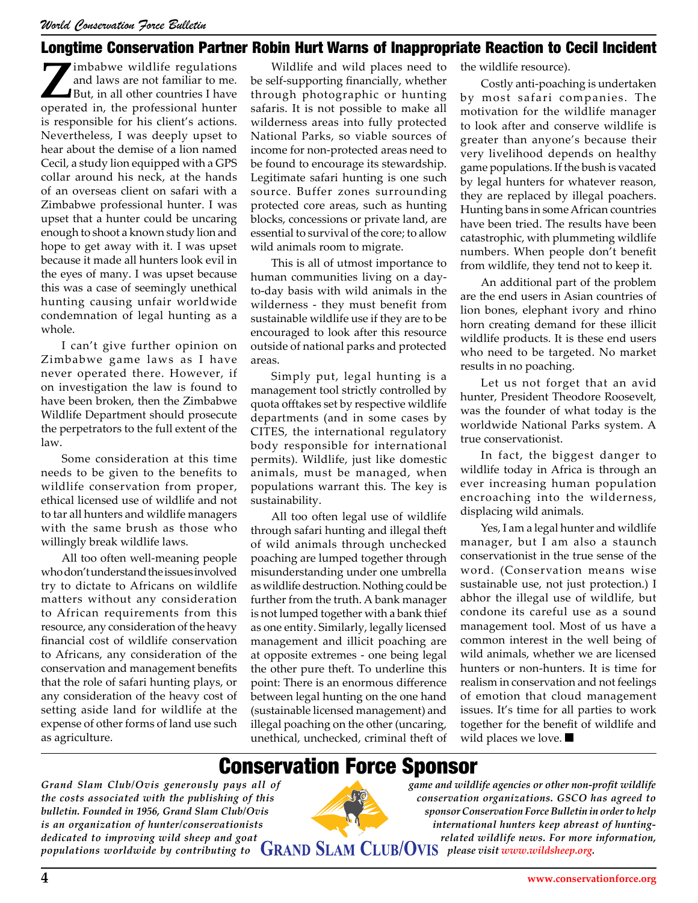## Longtime Conservation Partner Robin Hurt Warns of Inappropriate Reaction to Cecil Incident

Zimbabwe wildlife regulations and laws are not familiar to me. But, in all other countries I have operated in, the professional hunter is responsible for his client's actions. Nevertheless, I was deeply upset to hear about the demise of a lion named Cecil, a study lion equipped with a GPS collar around his neck, at the hands of an overseas client on safari with a Zimbabwe professional hunter. I was upset that a hunter could be uncaring enough to shoot a known study lion and hope to get away with it. I was upset because it made all hunters look evil in the eyes of many. I was upset because this was a case of seemingly unethical hunting causing unfair worldwide condemnation of legal hunting as a whole.

I can't give further opinion on Zimbabwe game laws as I have never operated there. However, if on investigation the law is found to have been broken, then the Zimbabwe Wildlife Department should prosecute the perpetrators to the full extent of the law.

Some consideration at this time needs to be given to the benefits to wildlife conservation from proper, ethical licensed use of wildlife and not to tar all hunters and wildlife managers with the same brush as those who willingly break wildlife laws.

All too often well-meaning people who don't understand the issues involved try to dictate to Africans on wildlife matters without any consideration to African requirements from this resource, any consideration of the heavy financial cost of wildlife conservation to Africans, any consideration of the conservation and management benefits that the role of safari hunting plays, or any consideration of the heavy cost of setting aside land for wildlife at the expense of other forms of land use such as agriculture.

Wildlife and wild places need to be self-supporting financially, whether through photographic or hunting safaris. It is not possible to make all wilderness areas into fully protected National Parks, so viable sources of income for non-protected areas need to be found to encourage its stewardship. Legitimate safari hunting is one such source. Buffer zones surrounding protected core areas, such as hunting blocks, concessions or private land, are essential to survival of the core; to allow wild animals room to migrate.

This is all of utmost importance to human communities living on a day-to-day basis with wild animals in the wilderness - they must benefit from sustainable wildlife use if they are to be encouraged to look after this resource outside of national parks and protected areas.

Simply put, legal hunting is a management tool strictly controlled by quota offtakes set by respective wildlife departments (and in some cases by CITES, the international regulatory body responsible for international permits). Wildlife, just like domestic animals, must be managed, when populations warrant this. The key is sustainability.

All too often legal use of wildlife through safari hunting and illegal theft of wild animals through unchecked poaching are lumped together through misunderstanding under one umbrella as wildlife destruction. Nothing could be further from the truth. A bank manager is not lumped together with a bank thief as one entity. Similarly, legally licensed management and illicit poaching are at opposite extremes - one being legal the other pure theft. To underline this point: There is an enormous difference between legal hunting on the one hand (sustainable licensed management) and illegal poaching on the other (uncaring, unethical, unchecked, criminal theft of the wildlife resource).

Costly anti-poaching is undertaken by most safari companies. The motivation for the wildlife manager to look after and conserve wildlife is greater than anyone's because their very livelihood depends on healthy game populations. If the bush is vacated by legal hunters for whatever reason, they are replaced by illegal poachers. Hunting bans in some African countries have been tried. The results have been catastrophic, with plummeting wildlife numbers. When people don't benefit from wildlife, they tend not to keep it.

An additional part of the problem are the end users in Asian countries of lion bones, elephant ivory and rhino horn creating demand for these illicit wildlife products. It is these end users who need to be targeted. No market results in no poaching.

Let us not forget that an avid hunter, President Theodore Roosevelt, was the founder of what today is the worldwide National Parks system. A true conservationist.

In fact, the biggest danger to wildlife today in Africa is through an ever increasing human population encroaching into the wilderness, displacing wild animals.

Yes, I am a legal hunter and wildlife manager, but I am also a staunch conservationist in the true sense of the word. (Conservation means wise sustainable use, not just protection.) I abhor the illegal use of wildlife, but condone its careful use as a sound management tool. Most of us have a common interest in the well being of wild animals, whether we are licensed hunters or non-hunters. It is time for realism in conservation and not feelings of emotion that cloud management issues. It's time for all parties to work together for the benefit of wildlife and wild places we love. ■

## Conservation Force Sponsor

*Grand Slam Club/Ovis generously pays all of the costs associated with the publishing of this bulletin. Founded in 1956, Grand Slam Club/Ovis is an organization of hunter/conservationists dedicated to improving wild sheep and goat populations worldwide by contributing to game and wildlife agencies or other non-profit wildlife conservation organizations. GSCO has agreed to sponsor Conservation Force Bulletin in order to help international hunters keep abreast of hunting-related wildlife news. For more information, please visit www.wildsheep.org.*

GRAND SLAM CLUB/OVIS